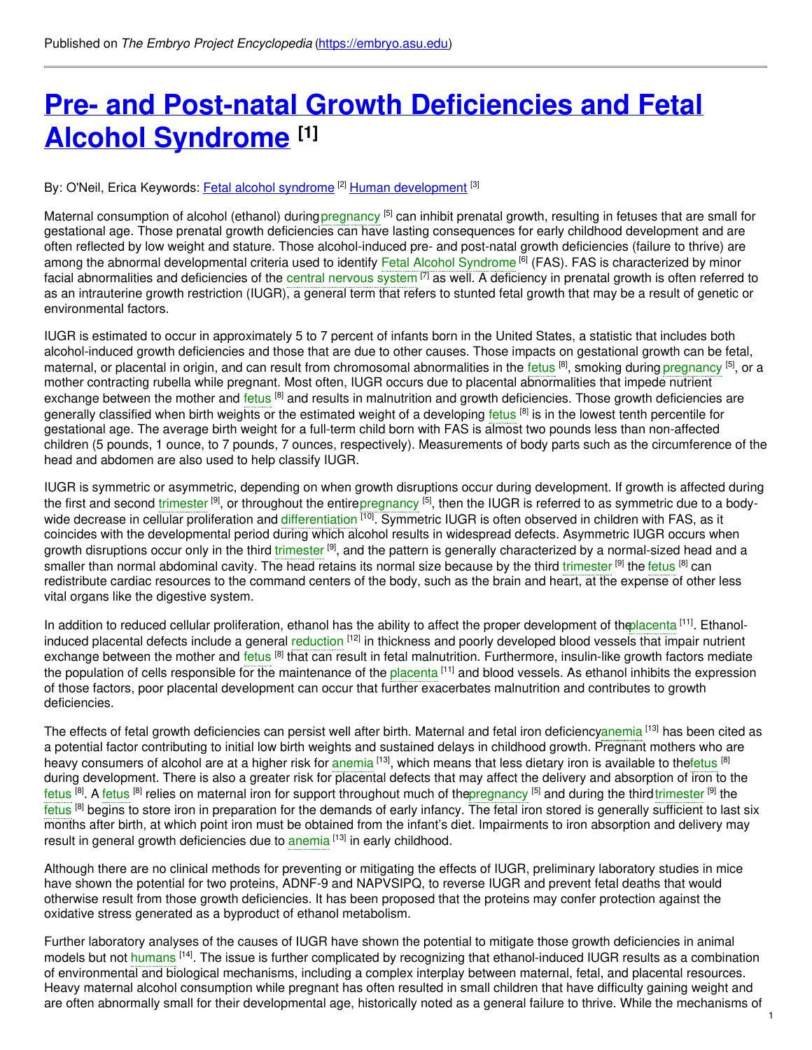Published on *The Embryo Project Encyclopedia* (https://embryo.asu.edu)

# Pre- and Post-natal Growth Deficiencies and Fetal Alcohol Syndrome [1]

By: O'Neil, Erica Keywords: Fetal alcohol syndrome [2] Human development [3]

Maternal consumption of alcohol (ethanol) during pregnancy [5] can inhibit prenatal growth, resulting in fetuses that are small for gestational age. Those prenatal growth deficiencies can have lasting consequences for early childhood development and are often reflected by low weight and stature. Those alcohol-induced pre- and post-natal growth deficiencies (failure to thrive) are among the abnormal developmental criteria used to identify Fetal Alcohol Syndrome [6] (FAS). FAS is characterized by minor facial abnormalities and deficiencies of the central nervous system [7] as well. A deficiency in prenatal growth is often referred to as an intrauterine growth restriction (IUGR), a general term that refers to stunted fetal growth that may be a result of genetic or environmental factors.

IUGR is estimated to occur in approximately 5 to 7 percent of infants born in the United States, a statistic that includes both alcohol-induced growth deficiencies and those that are due to other causes. Those impacts on gestational growth can be fetal, maternal, or placental in origin, and can result from chromosomal abnormalities in the fetus [8], smoking during pregnancy [5], or a mother contracting rubella while pregnant. Most often, IUGR occurs due to placental abnormalities that impede nutrient exchange between the mother and fetus [8] and results in malnutrition and growth deficiencies. Those growth deficiencies are generally classified when birth weights or the estimated weight of a developing fetus [8] is in the lowest tenth percentile for gestational age. The average birth weight for a full-term child born with FAS is almost two pounds less than non-affected children (5 pounds, 1 ounce, to 7 pounds, 7 ounces, respectively). Measurements of body parts such as the circumference of the head and abdomen are also used to help classify IUGR.

IUGR is symmetric or asymmetric, depending on when growth disruptions occur during development. If growth is affected during the first and second trimester [9], or throughout the entire pregnancy [5], then the IUGR is referred to as symmetric due to a body-wide decrease in cellular proliferation and differentiation [10]. Symmetric IUGR is often observed in children with FAS, as it coincides with the developmental period during which alcohol results in widespread defects. Asymmetric IUGR occurs when growth disruptions occur only in the third trimester [9], and the pattern is generally characterized by a normal-sized head and a smaller than normal abdominal cavity. The head retains its normal size because by the third trimester [9] the fetus [8] can redistribute cardiac resources to the command centers of the body, such as the brain and heart, at the expense of other less vital organs like the digestive system.

In addition to reduced cellular proliferation, ethanol has the ability to affect the proper development of the placenta [11]. Ethanol-induced placental defects include a general reduction [12] in thickness and poorly developed blood vessels that impair nutrient exchange between the mother and fetus [8] that can result in fetal malnutrition. Furthermore, insulin-like growth factors mediate the population of cells responsible for the maintenance of the placenta [11] and blood vessels. As ethanol inhibits the expression of those factors, poor placental development can occur that further exacerbates malnutrition and contributes to growth deficiencies.

The effects of fetal growth deficiencies can persist well after birth. Maternal and fetal iron deficiency anemia [13] has been cited as a potential factor contributing to initial low birth weights and sustained delays in childhood growth. Pregnant mothers who are heavy consumers of alcohol are at a higher risk for anemia [13], which means that less dietary iron is available to the fetus [8] during development. There is also a greater risk for placental defects that may affect the delivery and absorption of iron to the fetus [8]. A fetus [8] relies on maternal iron for support throughout much of the pregnancy [5] and during the third trimester [9] the fetus [8] begins to store iron in preparation for the demands of early infancy. The fetal iron stored is generally sufficient to last six months after birth, at which point iron must be obtained from the infant's diet. Impairments to iron absorption and delivery may result in general growth deficiencies due to anemia [13] in early childhood.

Although there are no clinical methods for preventing or mitigating the effects of IUGR, preliminary laboratory studies in mice have shown the potential for two proteins, ADNF-9 and NAPVSIPQ, to reverse IUGR and prevent fetal deaths that would otherwise result from those growth deficiencies. It has been proposed that the proteins may confer protection against the oxidative stress generated as a byproduct of ethanol metabolism.

Further laboratory analyses of the causes of IUGR have shown the potential to mitigate those growth deficiencies in animal models but not humans [14]. The issue is further complicated by recognizing that ethanol-induced IUGR results as a combination of environmental and biological mechanisms, including a complex interplay between maternal, fetal, and placental resources. Heavy maternal alcohol consumption while pregnant has often resulted in small children that have difficulty gaining weight and are often abnormally small for their developmental age, historically noted as a general failure to thrive. While the mechanisms of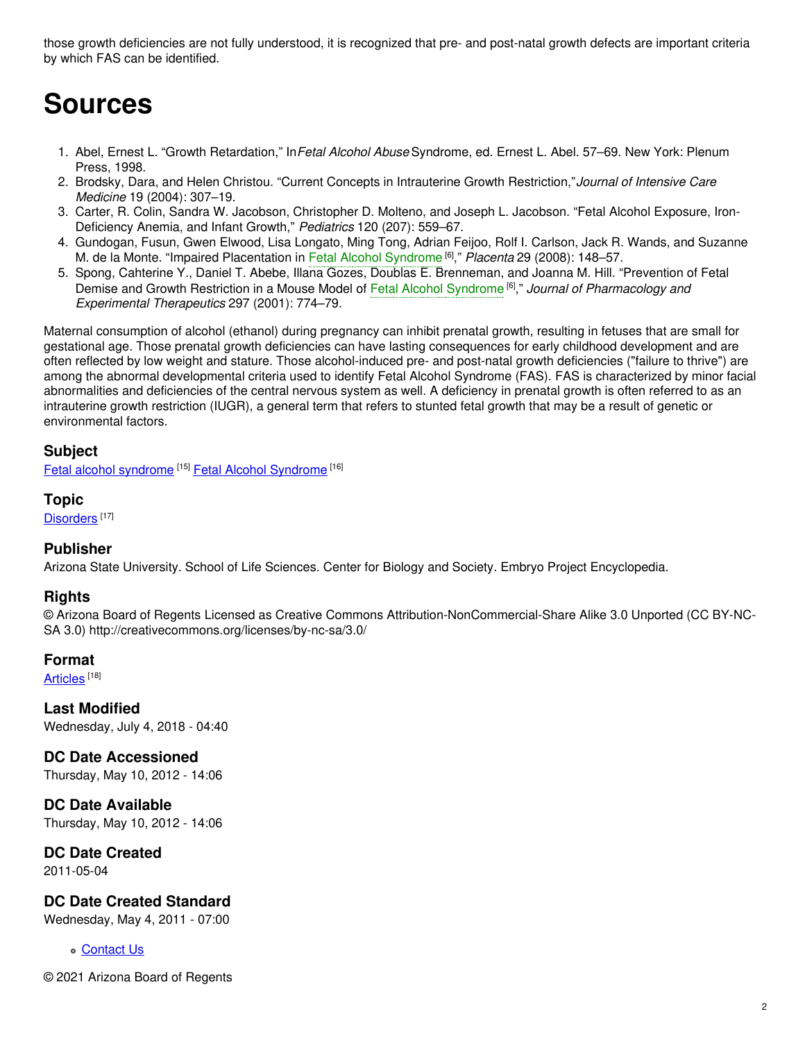those growth deficiencies are not fully understood, it is recognized that pre- and post-natal growth defects are important criteria by which FAS can be identified.

# Sources

1. Abel, Ernest L. "Growth Retardation," In *Fetal Alcohol Abuse* Syndrome, ed. Ernest L. Abel. 57–69. New York: Plenum Press, 1998.
2. Brodsky, Dara, and Helen Christou. "Current Concepts in Intrauterine Growth Restriction," *Journal of Intensive Care Medicine* 19 (2004): 307–19.
3. Carter, R. Colin, Sandra W. Jacobson, Christopher D. Molteno, and Joseph L. Jacobson. "Fetal Alcohol Exposure, Iron-Deficiency Anemia, and Infant Growth," *Pediatrics* 120 (207): 559–67.
4. Gundogan, Fusun, Gwen Elwood, Lisa Longato, Ming Tong, Adrian Feijoo, Rolf I. Carlson, Jack R. Wands, and Suzanne M. de la Monte. "Impaired Placentation in Fetal Alcohol Syndrome [6]," *Placenta* 29 (2008): 148–57.
5. Spong, Cahterine Y., Daniel T. Abebe, Illana Gozes, Doublas E. Brenneman, and Joanna M. Hill. "Prevention of Fetal Demise and Growth Restriction in a Mouse Model of Fetal Alcohol Syndrome [6]," *Journal of Pharmacology and Experimental Therapeutics* 297 (2001): 774–79.

Maternal consumption of alcohol (ethanol) during pregnancy can inhibit prenatal growth, resulting in fetuses that are small for gestational age. Those prenatal growth deficiencies can have lasting consequences for early childhood development and are often reflected by low weight and stature. Those alcohol-induced pre- and post-natal growth deficiencies ("failure to thrive") are among the abnormal developmental criteria used to identify Fetal Alcohol Syndrome (FAS). FAS is characterized by minor facial abnormalities and deficiencies of the central nervous system as well. A deficiency in prenatal growth is often referred to as an intrauterine growth restriction (IUGR), a general term that refers to stunted fetal growth that may be a result of genetic or environmental factors.

### Subject

Fetal alcohol syndrome [15] Fetal Alcohol Syndrome [16]

### Topic

Disorders [17]

### Publisher

Arizona State University. School of Life Sciences. Center for Biology and Society. Embryo Project Encyclopedia.

### Rights

© Arizona Board of Regents Licensed as Creative Commons Attribution-NonCommercial-Share Alike 3.0 Unported (CC BY-NC-SA 3.0) http://creativecommons.org/licenses/by-nc-sa/3.0/

### Format

Articles [18]

### Last Modified

Wednesday, July 4, 2018 - 04:40

### DC Date Accessioned

Thursday, May 10, 2012 - 14:06

### DC Date Available

Thursday, May 10, 2012 - 14:06

### DC Date Created

2011-05-04

### DC Date Created Standard

Wednesday, May 4, 2011 - 07:00

- Contact Us

© 2021 Arizona Board of Regents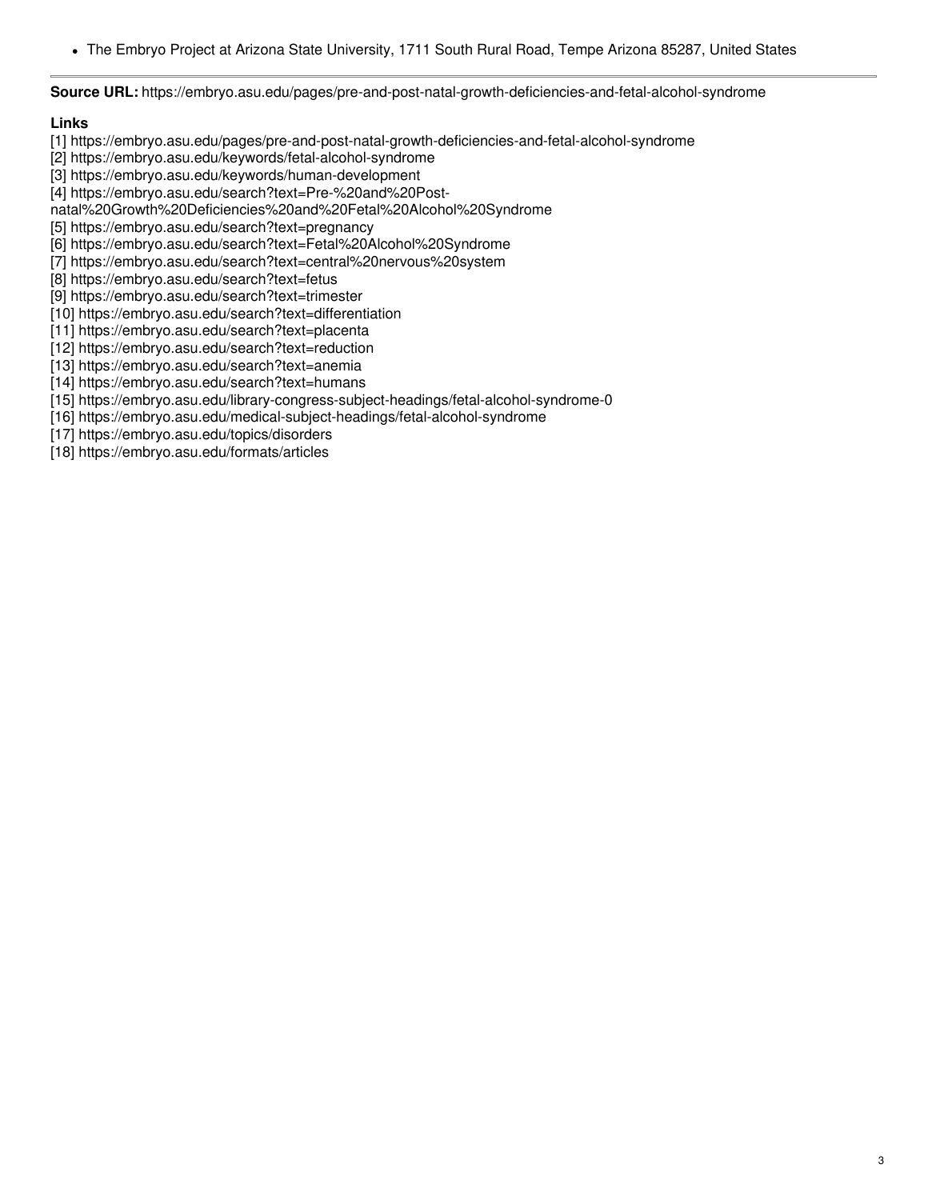- The Embryo Project at Arizona State University, 1711 South Rural Road, Tempe Arizona 85287, United States

---

**Source URL:** https://embryo.asu.edu/pages/pre-and-post-natal-growth-deficiencies-and-fetal-alcohol-syndrome

**Links**

[1] https://embryo.asu.edu/pages/pre-and-post-natal-growth-deficiencies-and-fetal-alcohol-syndrome
[2] https://embryo.asu.edu/keywords/fetal-alcohol-syndrome
[3] https://embryo.asu.edu/keywords/human-development
[4] https://embryo.asu.edu/search?text=Pre-%20and%20Post-natal%20Growth%20Deficiencies%20and%20Fetal%20Alcohol%20Syndrome
[5] https://embryo.asu.edu/search?text=pregnancy
[6] https://embryo.asu.edu/search?text=Fetal%20Alcohol%20Syndrome
[7] https://embryo.asu.edu/search?text=central%20nervous%20system
[8] https://embryo.asu.edu/search?text=fetus
[9] https://embryo.asu.edu/search?text=trimester
[10] https://embryo.asu.edu/search?text=differentiation
[11] https://embryo.asu.edu/search?text=placenta
[12] https://embryo.asu.edu/search?text=reduction
[13] https://embryo.asu.edu/search?text=anemia
[14] https://embryo.asu.edu/search?text=humans
[15] https://embryo.asu.edu/library-congress-subject-headings/fetal-alcohol-syndrome-0
[16] https://embryo.asu.edu/medical-subject-headings/fetal-alcohol-syndrome
[17] https://embryo.asu.edu/topics/disorders
[18] https://embryo.asu.edu/formats/articles